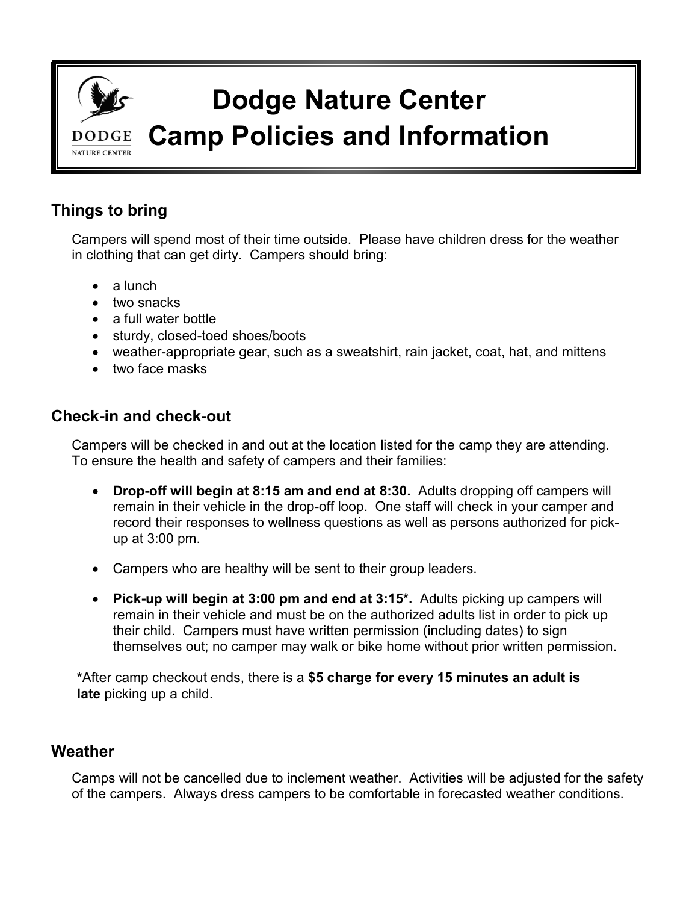# Dodge Nature Center Camp Policies and Information

## Things to bring

Campers will spend most of their time outside. Please have children dress for the weather in clothing that can get dirty. Campers should bring:

- a lunch
- two snacks
- a full water bottle
- sturdy, closed-toed shoes/boots
- weather-appropriate gear, such as a sweatshirt, rain jacket, coat, hat, and mittens
- two face masks

## Check-in and check-out

Campers will be checked in and out at the location listed for the camp they are attending. To ensure the health and safety of campers and their families:

- **Drop-off will begin at 8:15 am and end at 8:30.** Adults dropping off campers will remain in their vehicle in the drop-off loop. One staff will check in your camper and record their responses to wellness questions as well as persons authorized for pick-up at 3:00 pm.

- Campers who are healthy will be sent to their group leaders.

- **Pick-up will begin at 3:00 pm and end at 3:15*.** Adults picking up campers will remain in their vehicle and must be on the authorized adults list in order to pick up their child. Campers must have written permission (including dates) to sign themselves out; no camper may walk or bike home without prior written permission.

***After camp checkout ends, there is a **$5 charge for every 15 minutes an adult is late** picking up a child.

## Weather

Camps will not be cancelled due to inclement weather. Activities will be adjusted for the safety of the campers. Always dress campers to be comfortable in forecasted weather conditions.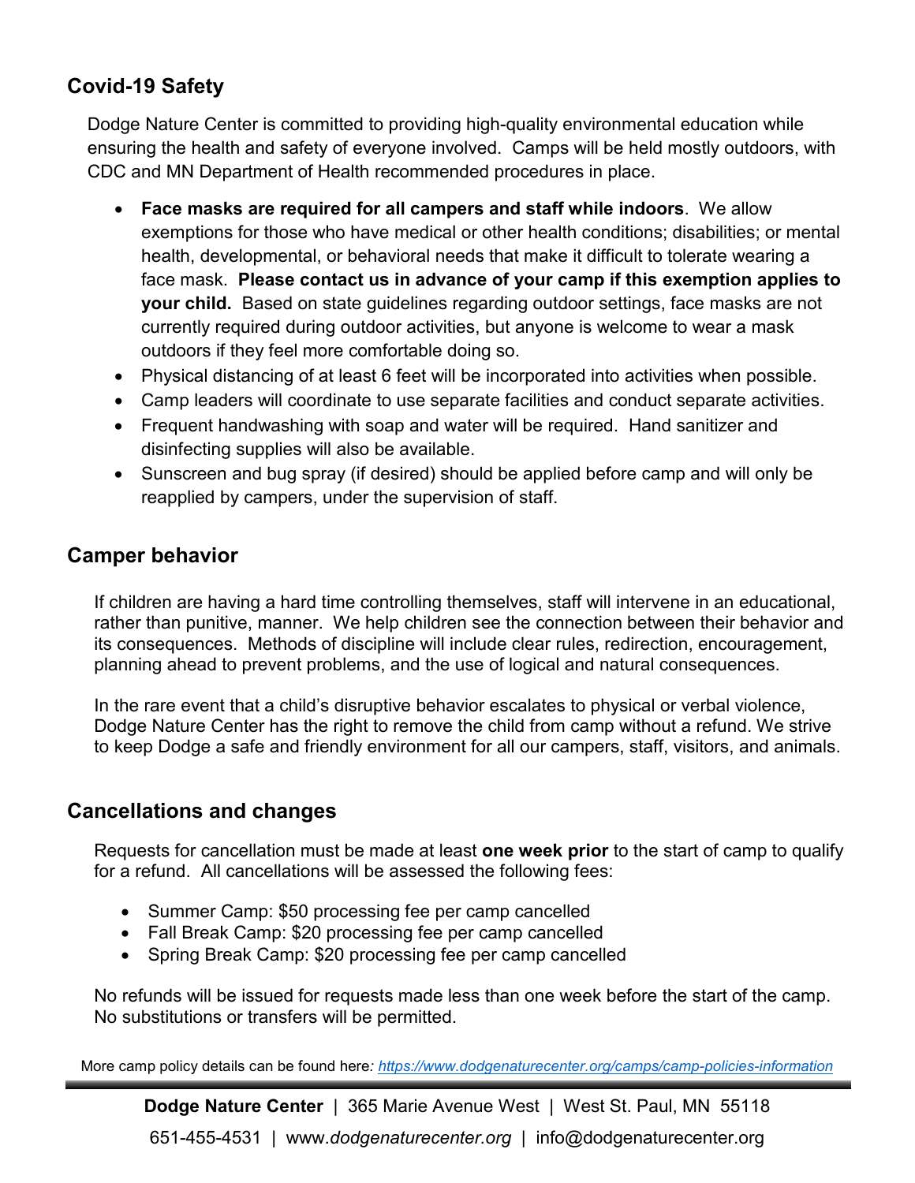## Covid-19 Safety

Dodge Nature Center is committed to providing high-quality environmental education while ensuring the health and safety of everyone involved. Camps will be held mostly outdoors, with CDC and MN Department of Health recommended procedures in place.

- **Face masks are required for all campers and staff while indoors**. We allow exemptions for those who have medical or other health conditions; disabilities; or mental health, developmental, or behavioral needs that make it difficult to tolerate wearing a face mask. **Please contact us in advance of your camp if this exemption applies to your child.** Based on state guidelines regarding outdoor settings, face masks are not currently required during outdoor activities, but anyone is welcome to wear a mask outdoors if they feel more comfortable doing so.
- Physical distancing of at least 6 feet will be incorporated into activities when possible.
- Camp leaders will coordinate to use separate facilities and conduct separate activities.
- Frequent handwashing with soap and water will be required. Hand sanitizer and disinfecting supplies will also be available.
- Sunscreen and bug spray (if desired) should be applied before camp and will only be reapplied by campers, under the supervision of staff.

## Camper behavior

If children are having a hard time controlling themselves, staff will intervene in an educational, rather than punitive, manner. We help children see the connection between their behavior and its consequences. Methods of discipline will include clear rules, redirection, encouragement, planning ahead to prevent problems, and the use of logical and natural consequences.

In the rare event that a child's disruptive behavior escalates to physical or verbal violence, Dodge Nature Center has the right to remove the child from camp without a refund. We strive to keep Dodge a safe and friendly environment for all our campers, staff, visitors, and animals.

## Cancellations and changes

Requests for cancellation must be made at least **one week prior** to the start of camp to qualify for a refund. All cancellations will be assessed the following fees:

- Summer Camp: $50 processing fee per camp cancelled
- Fall Break Camp: $20 processing fee per camp cancelled
- Spring Break Camp: $20 processing fee per camp cancelled

No refunds will be issued for requests made less than one week before the start of the camp. No substitutions or transfers will be permitted.

More camp policy details can be found here*:* *https://www.dodgenaturecenter.org/camps/camp-policies-information*

**Dodge Nature Center** | 365 Marie Avenue West | West St. Paul, MN 55118

651-455-4531 | www.*dodgenaturecenter.org* | info@dodgenaturecenter.org